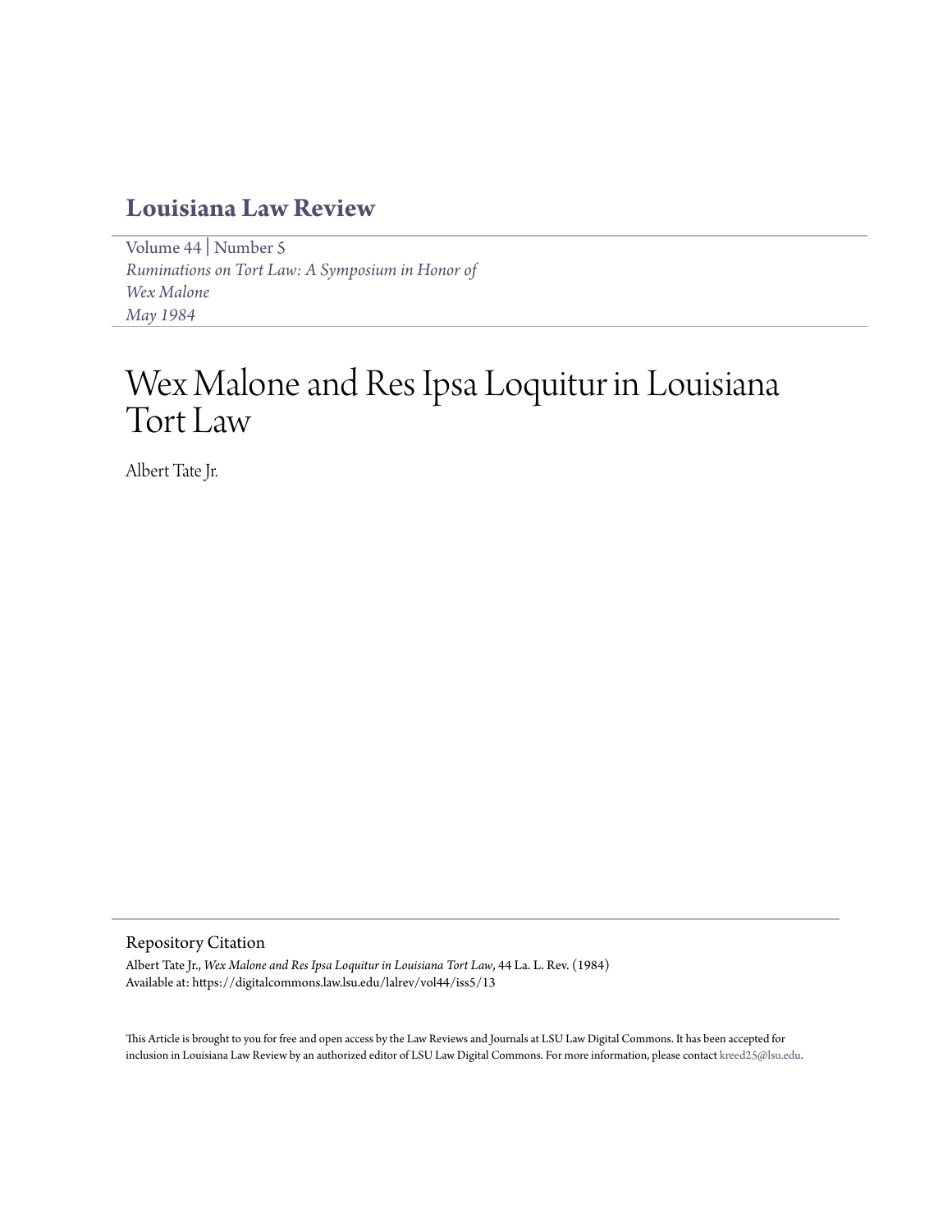# Louisiana Law Review

Volume 44 | Number 5
*Ruminations on Tort Law: A Symposium in Honor of Wex Malone*
*May 1984*

# Wex Malone and Res Ipsa Loquitur in Louisiana Tort Law

Albert Tate Jr.

## Repository Citation

Albert Tate Jr., *Wex Malone and Res Ipsa Loquitur in Louisiana Tort Law*, 44 La. L. Rev. (1984)
Available at: https://digitalcommons.law.lsu.edu/lalrev/vol44/iss5/13

This Article is brought to you for free and open access by the Law Reviews and Journals at LSU Law Digital Commons. It has been accepted for inclusion in Louisiana Law Review by an authorized editor of LSU Law Digital Commons. For more information, please contact kreed25@lsu.edu.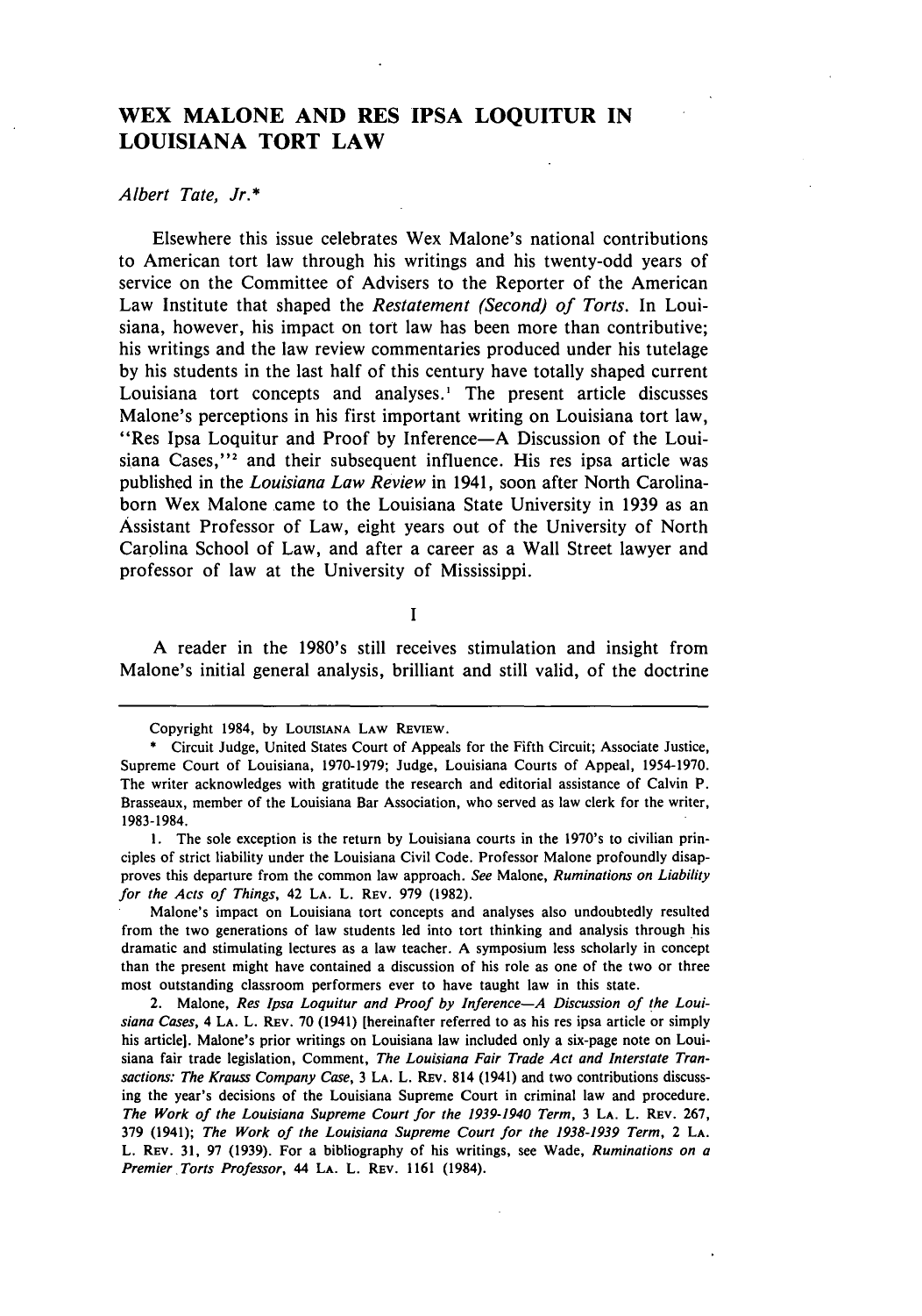# WEX MALONE AND RES IPSA LOQUITUR IN LOUISIANA TORT LAW

*Albert Tate, Jr.**

Elsewhere this issue celebrates Wex Malone's national contributions to American tort law through his writings and his twenty-odd years of service on the Committee of Advisers to the Reporter of the American Law Institute that shaped the *Restatement (Second) of Torts*. In Louisiana, however, his impact on tort law has been more than contributive; his writings and the law review commentaries produced under his tutelage by his students in the last half of this century have totally shaped current Louisiana tort concepts and analyses.[1] The present article discusses Malone's perceptions in his first important writing on Louisiana tort law, "Res Ipsa Loquitur and Proof by Inference—A Discussion of the Louisiana Cases,"[2] and their subsequent influence. His res ipsa article was published in the *Louisiana Law Review* in 1941, soon after North Carolina-born Wex Malone came to the Louisiana State University in 1939 as an Assistant Professor of Law, eight years out of the University of North Carolina School of Law, and after a career as a Wall Street lawyer and professor of law at the University of Mississippi.

## I

A reader in the 1980's still receives stimulation and insight from Malone's initial general analysis, brilliant and still valid, of the doctrine

---

Copyright 1984, by LOUISIANA LAW REVIEW.

\* Circuit Judge, United States Court of Appeals for the Fifth Circuit; Associate Justice, Supreme Court of Louisiana, 1970-1979; Judge, Louisiana Courts of Appeal, 1954-1970. The writer acknowledges with gratitude the research and editorial assistance of Calvin P. Brasseaux, member of the Louisiana Bar Association, who served as law clerk for the writer, 1983-1984.

1. The sole exception is the return by Louisiana courts in the 1970's to civilian principles of strict liability under the Louisiana Civil Code. Professor Malone profoundly disapproves this departure from the common law approach. *See* Malone, *Ruminations on Liability for the Acts of Things*, 42 LA. L. REV. 979 (1982).

Malone's impact on Louisiana tort concepts and analyses also undoubtedly resulted from the two generations of law students led into tort thinking and analysis through his dramatic and stimulating lectures as a law teacher. A symposium less scholarly in concept than the present might have contained a discussion of his role as one of the two or three most outstanding classroom performers ever to have taught law in this state.

2. Malone, *Res Ipsa Loquitur and Proof by Inference—A Discussion of the Louisiana Cases*, 4 LA. L. REV. 70 (1941) [hereinafter referred to as his res ipsa article or simply his article]. Malone's prior writings on Louisiana law included only a six-page note on Louisiana fair trade legislation, Comment, *The Louisiana Fair Trade Act and Interstate Transactions: The Krauss Company Case*, 3 LA. L. REV. 814 (1941) and two contributions discussing the year's decisions of the Louisiana Supreme Court in criminal law and procedure. *The Work of the Louisiana Supreme Court for the 1939-1940 Term*, 3 LA. L. REV. 267, 379 (1941); *The Work of the Louisiana Supreme Court for the 1938-1939 Term*, 2 LA. L. REV. 31, 97 (1939). For a bibliography of his writings, see Wade, *Ruminations on a Premier Torts Professor*, 44 LA. L. REV. 1161 (1984).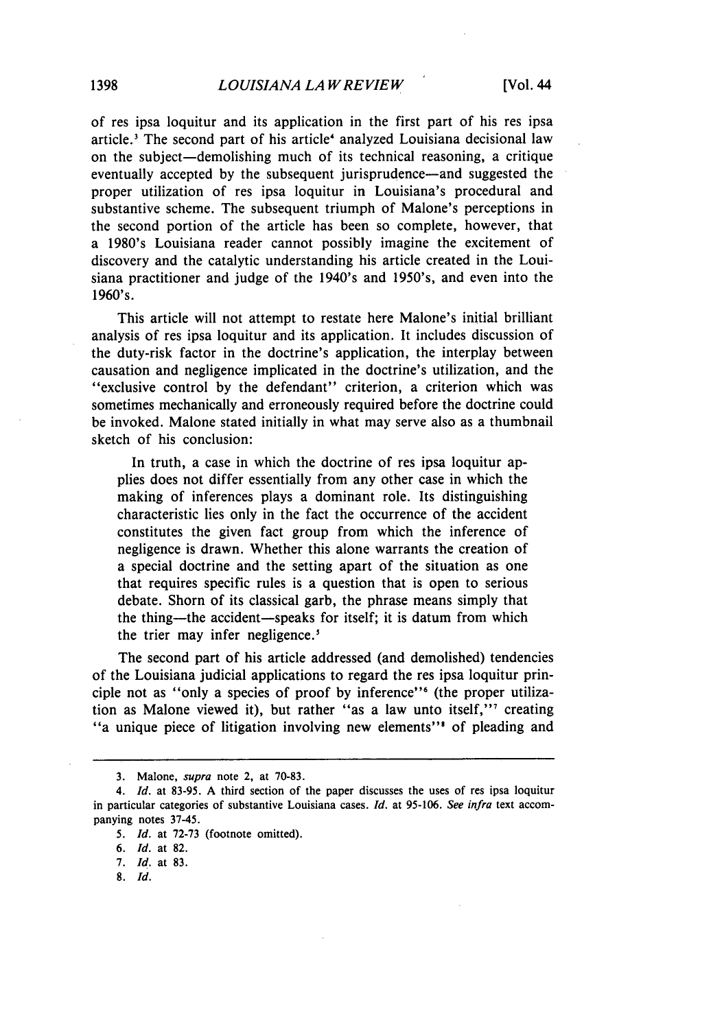of res ipsa loquitur and its application in the first part of his res ipsa article.[3] The second part of his article[4] analyzed Louisiana decisional law on the subject—demolishing much of its technical reasoning, a critique eventually accepted by the subsequent jurisprudence—and suggested the proper utilization of res ipsa loquitur in Louisiana's procedural and substantive scheme. The subsequent triumph of Malone's perceptions in the second portion of the article has been so complete, however, that a 1980's Louisiana reader cannot possibly imagine the excitement of discovery and the catalytic understanding his article created in the Louisiana practitioner and judge of the 1940's and 1950's, and even into the 1960's.

This article will not attempt to restate here Malone's initial brilliant analysis of res ipsa loquitur and its application. It includes discussion of the duty-risk factor in the doctrine's application, the interplay between causation and negligence implicated in the doctrine's utilization, and the "exclusive control by the defendant" criterion, a criterion which was sometimes mechanically and erroneously required before the doctrine could be invoked. Malone stated initially in what may serve also as a thumbnail sketch of his conclusion:

> In truth, a case in which the doctrine of res ipsa loquitur applies does not differ essentially from any other case in which the making of inferences plays a dominant role. Its distinguishing characteristic lies only in the fact the occurrence of the accident constitutes the given fact group from which the inference of negligence is drawn. Whether this alone warrants the creation of a special doctrine and the setting apart of the situation as one that requires specific rules is a question that is open to serious debate. Shorn of its classical garb, the phrase means simply that the thing—the accident—speaks for itself; it is datum from which the trier may infer negligence.[5]

The second part of his article addressed (and demolished) tendencies of the Louisiana judicial applications to regard the res ipsa loquitur principle not as "only a species of proof by inference"[6] (the proper utilization as Malone viewed it), but rather "as a law unto itself,"[7] creating "a unique piece of litigation involving new elements"[8] of pleading and

---

3. Malone, *supra* note 2, at 70-83.

4. *Id.* at 83-95. A third section of the paper discusses the uses of res ipsa loquitur in particular categories of substantive Louisiana cases. *Id.* at 95-106. *See infra* text accompanying notes 37-45.

5. *Id.* at 72-73 (footnote omitted).

6. *Id.* at 82.

7. *Id.* at 83.

8. *Id.*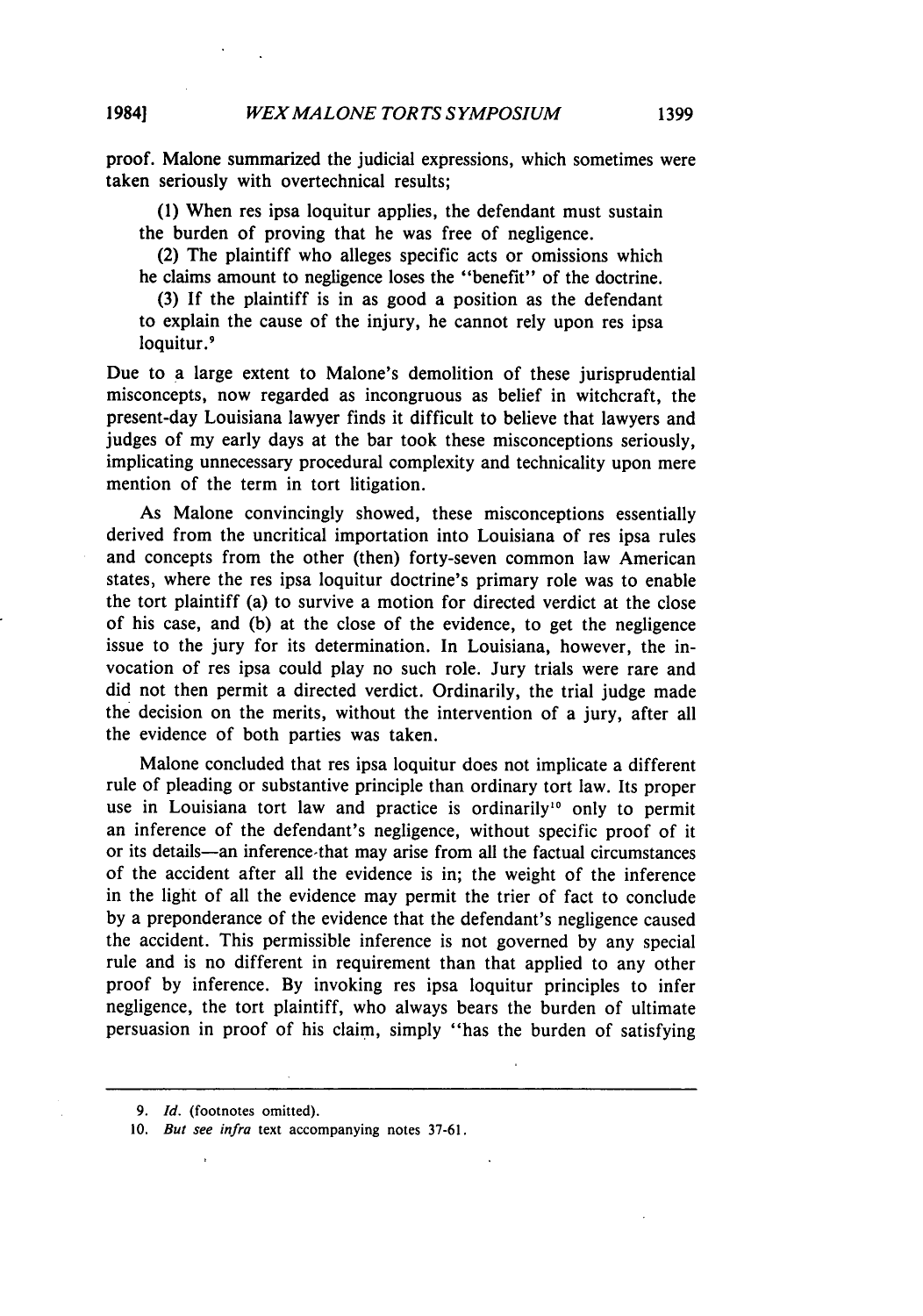proof. Malone summarized the judicial expressions, which sometimes were taken seriously with overtechnical results;

> (1) When res ipsa loquitur applies, the defendant must sustain the burden of proving that he was free of negligence.
>
> (2) The plaintiff who alleges specific acts or omissions which he claims amount to negligence loses the "benefit" of the doctrine.
>
> (3) If the plaintiff is in as good a position as the defendant to explain the cause of the injury, he cannot rely upon res ipsa loquitur.[9]

Due to a large extent to Malone's demolition of these jurisprudential misconcepts, now regarded as incongruous as belief in witchcraft, the present-day Louisiana lawyer finds it difficult to believe that lawyers and judges of my early days at the bar took these misconceptions seriously, implicating unnecessary procedural complexity and technicality upon mere mention of the term in tort litigation.

As Malone convincingly showed, these misconceptions essentially derived from the uncritical importation into Louisiana of res ipsa rules and concepts from the other (then) forty-seven common law American states, where the res ipsa loquitur doctrine's primary role was to enable the tort plaintiff (a) to survive a motion for directed verdict at the close of his case, and (b) at the close of the evidence, to get the negligence issue to the jury for its determination. In Louisiana, however, the invocation of res ipsa could play no such role. Jury trials were rare and did not then permit a directed verdict. Ordinarily, the trial judge made the decision on the merits, without the intervention of a jury, after all the evidence of both parties was taken.

Malone concluded that res ipsa loquitur does not implicate a different rule of pleading or substantive principle than ordinary tort law. Its proper use in Louisiana tort law and practice is ordinarily[10] only to permit an inference of the defendant's negligence, without specific proof of it or its details—an inference that may arise from all the factual circumstances of the accident after all the evidence is in; the weight of the inference in the light of all the evidence may permit the trier of fact to conclude by a preponderance of the evidence that the defendant's negligence caused the accident. This permissible inference is not governed by any special rule and is no different in requirement than that applied to any other proof by inference. By invoking res ipsa loquitur principles to infer negligence, the tort plaintiff, who always bears the burden of ultimate persuasion in proof of his claim, simply "has the burden of satisfying

---

9. *Id.* (footnotes omitted).

10. *But see infra* text accompanying notes 37-61.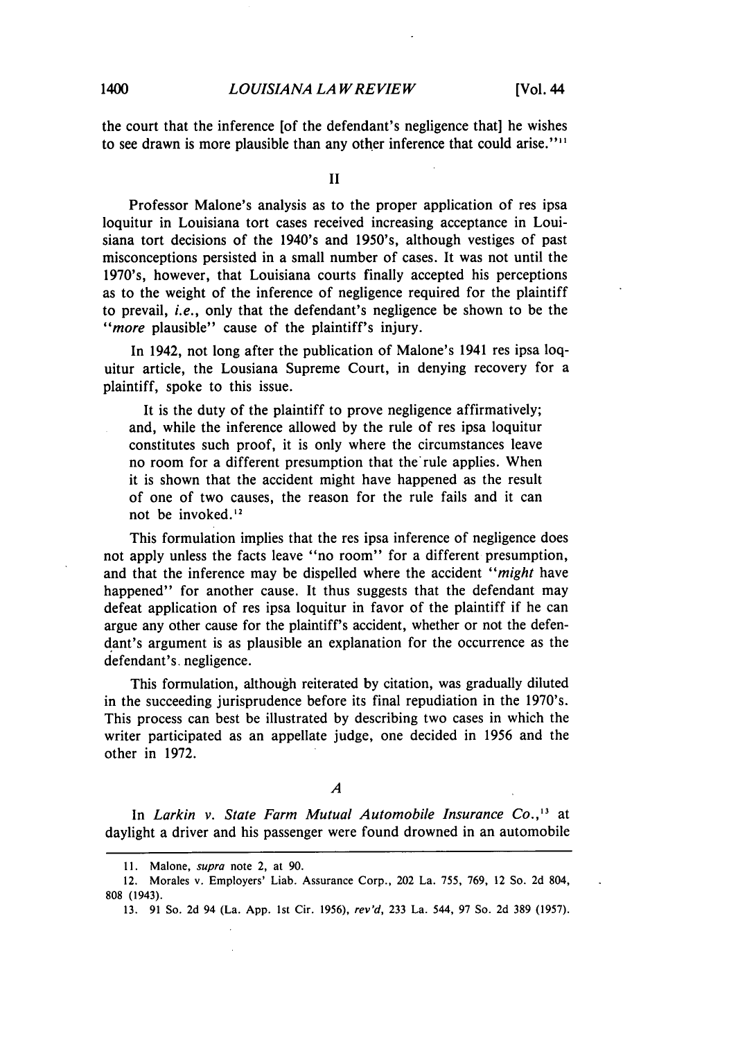the court that the inference [of the defendant's negligence that] he wishes to see drawn is more plausible than any other inference that could arise."[11]

## II

Professor Malone's analysis as to the proper application of res ipsa loquitur in Louisiana tort cases received increasing acceptance in Louisiana tort decisions of the 1940's and 1950's, although vestiges of past misconceptions persisted in a small number of cases. It was not until the 1970's, however, that Louisiana courts finally accepted his perceptions as to the weight of the inference of negligence required for the plaintiff to prevail, *i.e.*, only that the defendant's negligence be shown to be the "*more* plausible" cause of the plaintiff's injury.

In 1942, not long after the publication of Malone's 1941 res ipsa loquitur article, the Lousiana Supreme Court, in denying recovery for a plaintiff, spoke to this issue.

> It is the duty of the plaintiff to prove negligence affirmatively; and, while the inference allowed by the rule of res ipsa loquitur constitutes such proof, it is only where the circumstances leave no room for a different presumption that the rule applies. When it is shown that the accident might have happened as the result of one of two causes, the reason for the rule fails and it can not be invoked.[12]

This formulation implies that the res ipsa inference of negligence does not apply unless the facts leave "no room" for a different presumption, and that the inference may be dispelled where the accident "*might* have happened" for another cause. It thus suggests that the defendant may defeat application of res ipsa loquitur in favor of the plaintiff if he can argue any other cause for the plaintiff's accident, whether or not the defendant's argument is as plausible an explanation for the occurrence as the defendant's negligence.

This formulation, although reiterated by citation, was gradually diluted in the succeeding jurisprudence before its final repudiation in the 1970's. This process can best be illustrated by describing two cases in which the writer participated as an appellate judge, one decided in 1956 and the other in 1972.

### *A*

In *Larkin v. State Farm Mutual Automobile Insurance Co.*,[13] at daylight a driver and his passenger were found drowned in an automobile

---

11. Malone, *supra* note 2, at 90.

12. Morales v. Employers' Liab. Assurance Corp., 202 La. 755, 769, 12 So. 2d 804, 808 (1943).

13. 91 So. 2d 94 (La. App. 1st Cir. 1956), *rev'd*, 233 La. 544, 97 So. 2d 389 (1957).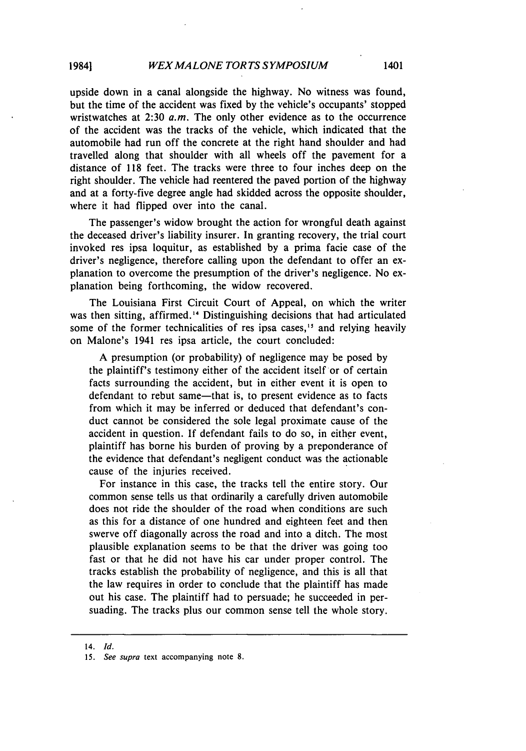upside down in a canal alongside the highway. No witness was found, but the time of the accident was fixed by the vehicle's occupants' stopped wristwatches at 2:30 *a.m.* The only other evidence as to the occurrence of the accident was the tracks of the vehicle, which indicated that the automobile had run off the concrete at the right hand shoulder and had travelled along that shoulder with all wheels off the pavement for a distance of 118 feet. The tracks were three to four inches deep on the right shoulder. The vehicle had reentered the paved portion of the highway and at a forty-five degree angle had skidded across the opposite shoulder, where it had flipped over into the canal.

The passenger's widow brought the action for wrongful death against the deceased driver's liability insurer. In granting recovery, the trial court invoked res ipsa loquitur, as established by a prima facie case of the driver's negligence, therefore calling upon the defendant to offer an explanation to overcome the presumption of the driver's negligence. No explanation being forthcoming, the widow recovered.

The Louisiana First Circuit Court of Appeal, on which the writer was then sitting, affirmed.[14] Distinguishing decisions that had articulated some of the former technicalities of res ipsa cases,[15] and relying heavily on Malone's 1941 res ipsa article, the court concluded:

> A presumption (or probability) of negligence may be posed by the plaintiff's testimony either of the accident itself or of certain facts surrounding the accident, but in either event it is open to defendant to rebut same—that is, to present evidence as to facts from which it may be inferred or deduced that defendant's conduct cannot be considered the sole legal proximate cause of the accident in question. If defendant fails to do so, in either event, plaintiff has borne his burden of proving by a preponderance of the evidence that defendant's negligent conduct was the actionable cause of the injuries received.
>
> For instance in this case, the tracks tell the entire story. Our common sense tells us that ordinarily a carefully driven automobile does not ride the shoulder of the road when conditions are such as this for a distance of one hundred and eighteen feet and then swerve off diagonally across the road and into a ditch. The most plausible explanation seems to be that the driver was going too fast or that he did not have his car under proper control. The tracks establish the probability of negligence, and this is all that the law requires in order to conclude that the plaintiff has made out his case. The plaintiff had to persuade; he succeeded in persuading. The tracks plus our common sense tell the whole story.

---

14. *Id.*

15. *See supra* text accompanying note 8.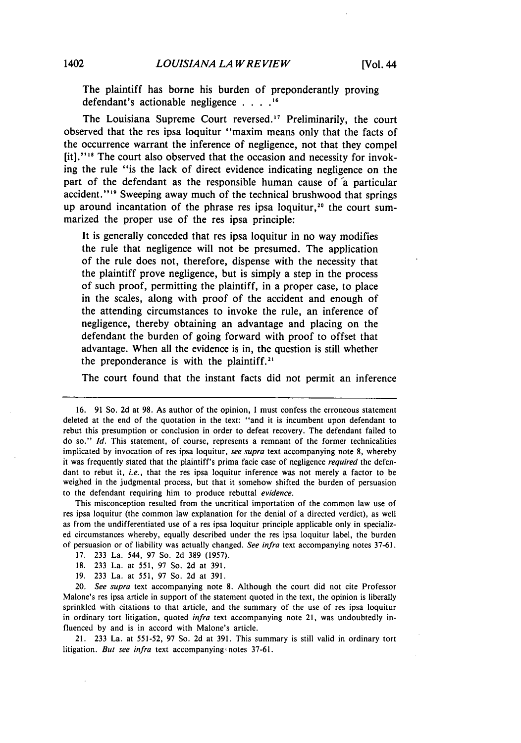The plaintiff has borne his burden of preponderantly proving defendant's actionable negligence . . . .[16]

The Louisiana Supreme Court reversed.[17] Preliminarily, the court observed that the res ipsa loquitur "maxim means only that the facts of the occurrence warrant the inference of negligence, not that they compel [it]."[18] The court also observed that the occasion and necessity for invoking the rule "is the lack of direct evidence indicating negligence on the part of the defendant as the responsible human cause of a particular accident."[19] Sweeping away much of the technical brushwood that springs up around incantation of the phrase res ipsa loquitur,[20] the court summarized the proper use of the res ipsa principle:

> It is generally conceded that res ipsa loquitur in no way modifies the rule that negligence will not be presumed. The application of the rule does not, therefore, dispense with the necessity that the plaintiff prove negligence, but is simply a step in the process of such proof, permitting the plaintiff, in a proper case, to place in the scales, along with proof of the accident and enough of the attending circumstances to invoke the rule, an inference of negligence, thereby obtaining an advantage and placing on the defendant the burden of going forward with proof to offset that advantage. When all the evidence is in, the question is still whether the preponderance is with the plaintiff.[21]

The court found that the instant facts did not permit an inference

---

16. 91 So. 2d at 98. As author of the opinion, I must confess the erroneous statement deleted at the end of the quotation in the text: "and it is incumbent upon defendant to rebut this presumption or conclusion in order to defeat recovery. The defendant failed to do so." *Id.* This statement, of course, represents a remnant of the former technicalities implicated by invocation of res ipsa loquitur, *see supra* text accompanying note 8, whereby it was frequently stated that the plaintiff's prima facie case of negligence *required* the defendant to rebut it, *i.e.*, that the res ipsa loquitur inference was not merely a factor to be weighed in the judgmental process, but that it somehow shifted the burden of persuasion to the defendant requiring him to produce rebuttal *evidence*.

This misconception resulted from the uncritical importation of the common law use of res ipsa loquitur (the common law explanation for the denial of a directed verdict), as well as from the undifferentiated use of a res ipsa loquitur principle applicable only in specialized circumstances whereby, equally described under the res ipsa loquitur label, the burden of persuasion or of liability was actually changed. *See infra* text accompanying notes 37-61.

17. 233 La. 544, 97 So. 2d 389 (1957).

18. 233 La. at 551, 97 So. 2d at 391.

19. 233 La. at 551, 97 So. 2d at 391.

20. *See supra* text accompanying note 8. Although the court did not cite Professor Malone's res ipsa article in support of the statement quoted in the text, the opinion is liberally sprinkled with citations to that article, and the summary of the use of res ipsa loquitur in ordinary tort litigation, quoted *infra* text accompanying note 21, was undoubtedly influenced by and is in accord with Malone's article.

21. 233 La. at 551-52, 97 So. 2d at 391. This summary is still valid in ordinary tort litigation. *But see infra* text accompanying notes 37-61.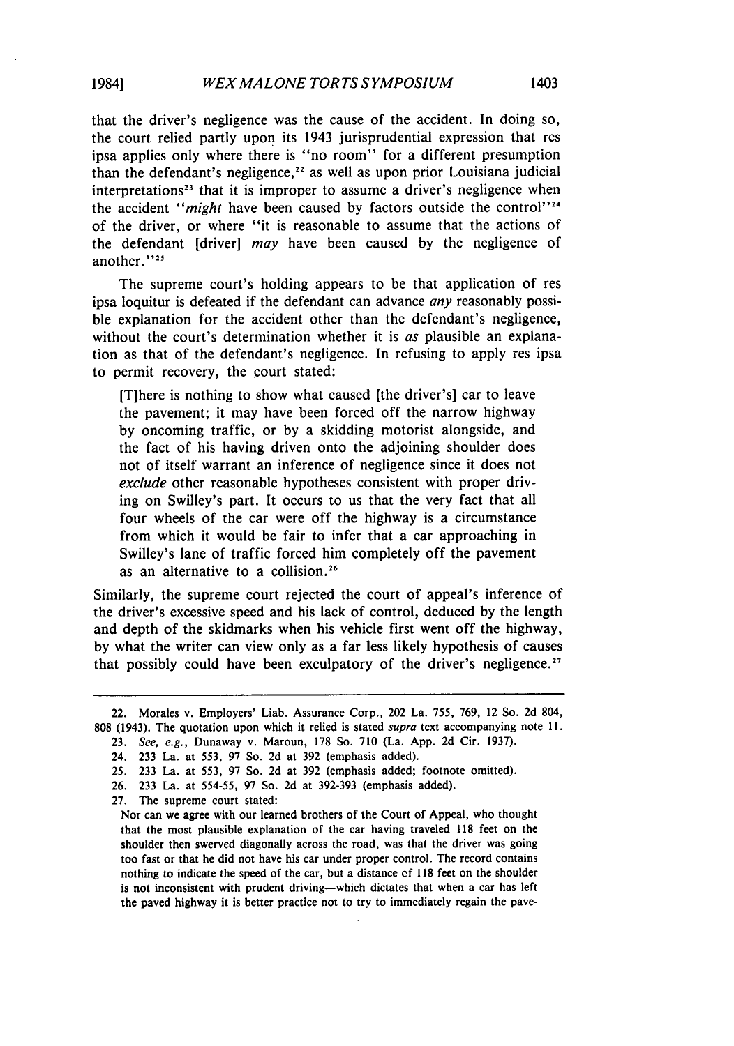that the driver's negligence was the cause of the accident. In doing so, the court relied partly upon its 1943 jurisprudential expression that res ipsa applies only where there is "no room" for a different presumption than the defendant's negligence,[22] as well as upon prior Louisiana judicial interpretations[23] that it is improper to assume a driver's negligence when the accident "*might* have been caused by factors outside the control"[24] of the driver, or where "it is reasonable to assume that the actions of the defendant [driver] *may* have been caused by the negligence of another."[25]

The supreme court's holding appears to be that application of res ipsa loquitur is defeated if the defendant can advance *any* reasonably possible explanation for the accident other than the defendant's negligence, without the court's determination whether it is *as* plausible an explanation as that of the defendant's negligence. In refusing to apply res ipsa to permit recovery, the court stated:

> [T]here is nothing to show what caused [the driver's] car to leave the pavement; it may have been forced off the narrow highway by oncoming traffic, or by a skidding motorist alongside, and the fact of his having driven onto the adjoining shoulder does not of itself warrant an inference of negligence since it does not *exclude* other reasonable hypotheses consistent with proper driving on Swilley's part. It occurs to us that the very fact that all four wheels of the car were off the highway is a circumstance from which it would be fair to infer that a car approaching in Swilley's lane of traffic forced him completely off the pavement as an alternative to a collision.[26]

Similarly, the supreme court rejected the court of appeal's inference of the driver's excessive speed and his lack of control, deduced by the length and depth of the skidmarks when his vehicle first went off the highway, by what the writer can view only as a far less likely hypothesis of causes that possibly could have been exculpatory of the driver's negligence.[27]

---

22. Morales v. Employers' Liab. Assurance Corp., 202 La. 755, 769, 12 So. 2d 804, 808 (1943). The quotation upon which it relied is stated *supra* text accompanying note 11.

23. *See, e.g.*, Dunaway v. Maroun, 178 So. 710 (La. App. 2d Cir. 1937).

24. 233 La. at 553, 97 So. 2d at 392 (emphasis added).

25. 233 La. at 553, 97 So. 2d at 392 (emphasis added; footnote omitted).

26. 233 La. at 554-55, 97 So. 2d at 392-393 (emphasis added).

27. The supreme court stated:

> Nor can we agree with our learned brothers of the Court of Appeal, who thought that the most plausible explanation of the car having traveled 118 feet on the shoulder then swerved diagonally across the road, was that the driver was going too fast or that he did not have his car under proper control. The record contains nothing to indicate the speed of the car, but a distance of 118 feet on the shoulder is not inconsistent with prudent driving—which dictates that when a car has left the paved highway it is better practice not to try to immediately regain the pave-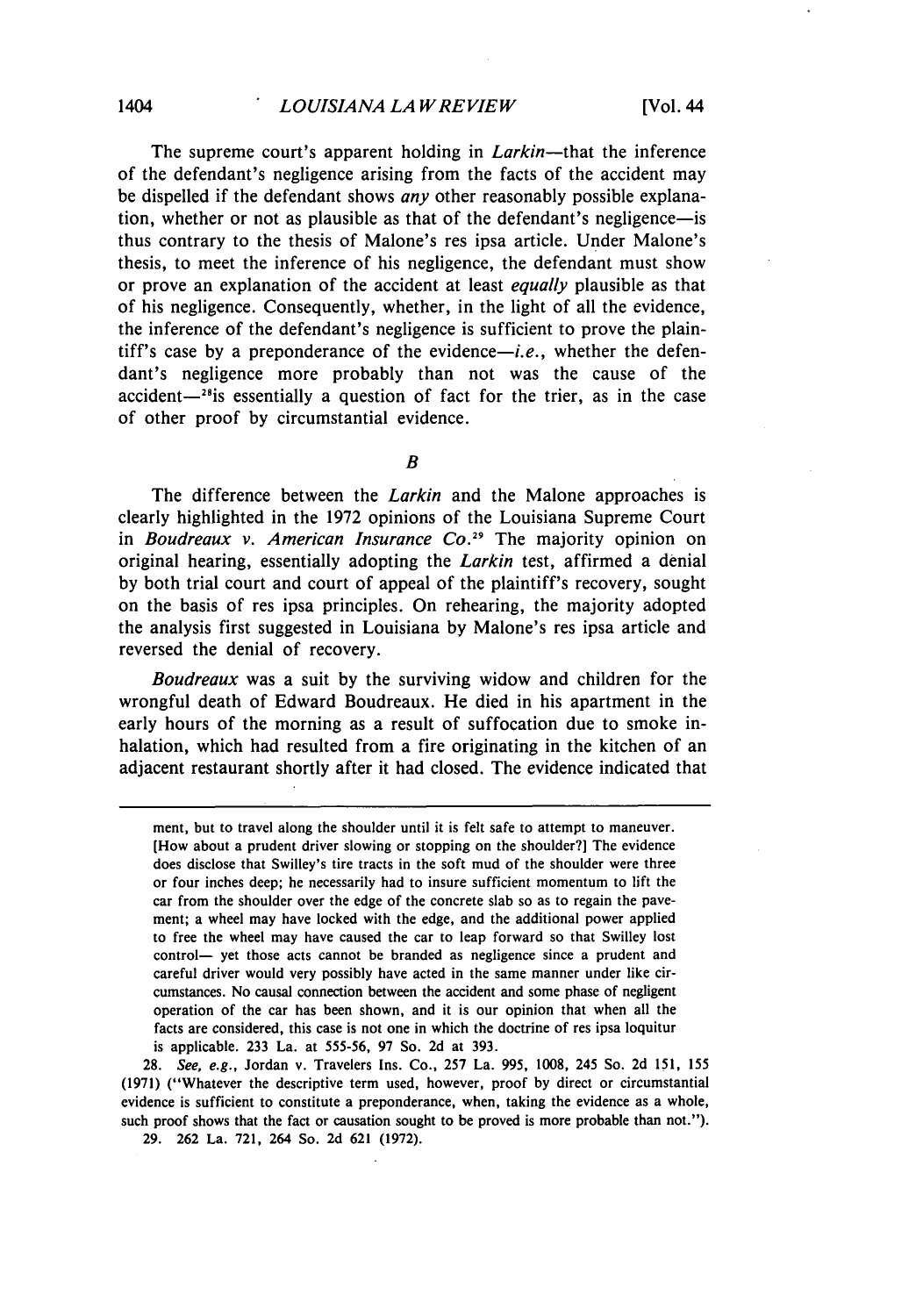The supreme court's apparent holding in *Larkin*—that the inference of the defendant's negligence arising from the facts of the accident may be dispelled if the defendant shows *any* other reasonably possible explanation, whether or not as plausible as that of the defendant's negligence—is thus contrary to the thesis of Malone's res ipsa article. Under Malone's thesis, to meet the inference of his negligence, the defendant must show or prove an explanation of the accident at least *equally* plausible as that of his negligence. Consequently, whether, in the light of all the evidence, the inference of the defendant's negligence is sufficient to prove the plaintiff's case by a preponderance of the evidence—*i.e.*, whether the defendant's negligence more probably than not was the cause of the accident—[28]is essentially a question of fact for the trier, as in the case of other proof by circumstantial evidence.

### *B*

The difference between the *Larkin* and the Malone approaches is clearly highlighted in the 1972 opinions of the Louisiana Supreme Court in *Boudreaux v. American Insurance Co.*[29] The majority opinion on original hearing, essentially adopting the *Larkin* test, affirmed a denial by both trial court and court of appeal of the plaintiff's recovery, sought on the basis of res ipsa principles. On rehearing, the majority adopted the analysis first suggested in Louisiana by Malone's res ipsa article and reversed the denial of recovery.

*Boudreaux* was a suit by the surviving widow and children for the wrongful death of Edward Boudreaux. He died in his apartment in the early hours of the morning as a result of suffocation due to smoke inhalation, which had resulted from a fire originating in the kitchen of an adjacent restaurant shortly after it had closed. The evidence indicated that

---

ment, but to travel along the shoulder until it is felt safe to attempt to maneuver. [How about a prudent driver slowing or stopping on the shoulder?] The evidence does disclose that Swilley's tire tracts in the soft mud of the shoulder were three or four inches deep; he necessarily had to insure sufficient momentum to lift the car from the shoulder over the edge of the concrete slab so as to regain the pavement; a wheel may have locked with the edge, and the additional power applied to free the wheel may have caused the car to leap forward so that Swilley lost control— yet those acts cannot be branded as negligence since a prudent and careful driver would very possibly have acted in the same manner under like circumstances. No causal connection between the accident and some phase of negligent operation of the car has been shown, and it is our opinion that when all the facts are considered, this case is not one in which the doctrine of res ipsa loquitur is applicable. 233 La. at 555-56, 97 So. 2d at 393.

28. *See, e.g.*, Jordan v. Travelers Ins. Co., 257 La. 995, 1008, 245 So. 2d 151, 155 (1971) ("Whatever the descriptive term used, however, proof by direct or circumstantial evidence is sufficient to constitute a preponderance, when, taking the evidence as a whole, such proof shows that the fact or causation sought to be proved is more probable than not.").

29. 262 La. 721, 264 So. 2d 621 (1972).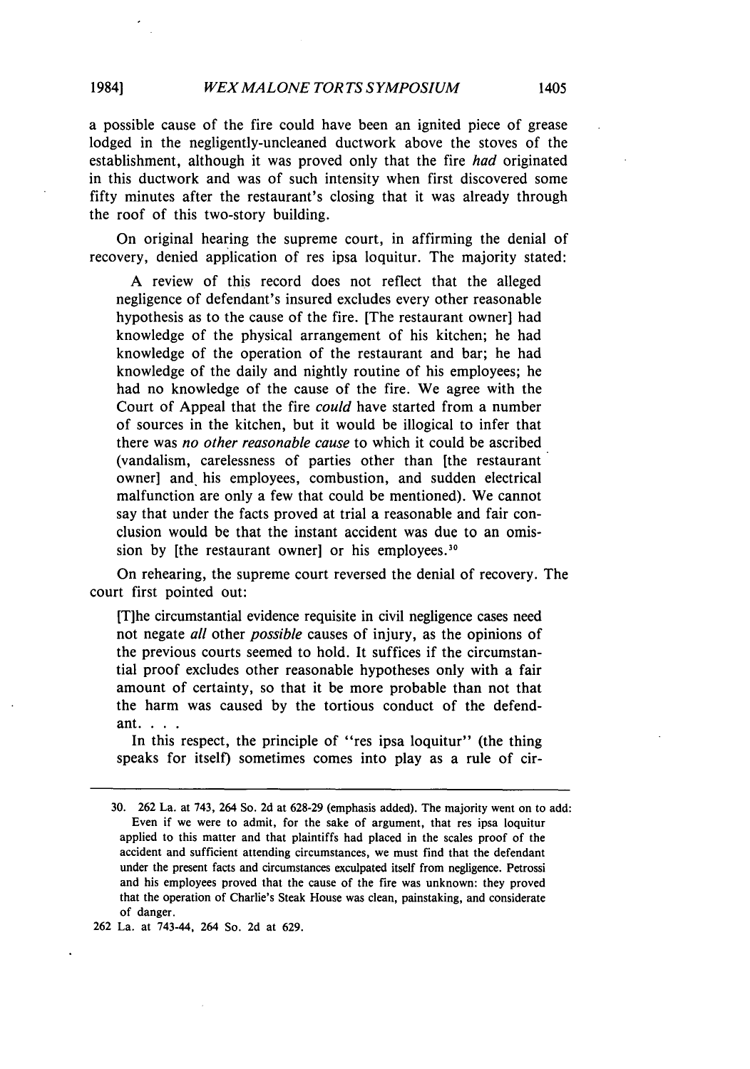a possible cause of the fire could have been an ignited piece of grease lodged in the negligently-uncleaned ductwork above the stoves of the establishment, although it was proved only that the fire *had* originated in this ductwork and was of such intensity when first discovered some fifty minutes after the restaurant's closing that it was already through the roof of this two-story building.

On original hearing the supreme court, in affirming the denial of recovery, denied application of res ipsa loquitur. The majority stated:

> A review of this record does not reflect that the alleged negligence of defendant's insured excludes every other reasonable hypothesis as to the cause of the fire. [The restaurant owner] had knowledge of the physical arrangement of his kitchen; he had knowledge of the operation of the restaurant and bar; he had knowledge of the daily and nightly routine of his employees; he had no knowledge of the cause of the fire. We agree with the Court of Appeal that the fire *could* have started from a number of sources in the kitchen, but it would be illogical to infer that there was *no other reasonable cause* to which it could be ascribed (vandalism, carelessness of parties other than [the restaurant owner] and his employees, combustion, and sudden electrical malfunction are only a few that could be mentioned). We cannot say that under the facts proved at trial a reasonable and fair conclusion would be that the instant accident was due to an omission by [the restaurant owner] or his employees.[30]

On rehearing, the supreme court reversed the denial of recovery. The court first pointed out:

> [T]he circumstantial evidence requisite in civil negligence cases need not negate *all* other *possible* causes of injury, as the opinions of the previous courts seemed to hold. It suffices if the circumstantial proof excludes other reasonable hypotheses only with a fair amount of certainty, so that it be more probable than not that the harm was caused by the tortious conduct of the defendant. . . .
>
> In this respect, the principle of "res ipsa loquitur" (the thing speaks for itself) sometimes comes into play as a rule of cir-

---

30. 262 La. at 743, 264 So. 2d at 628-29 (emphasis added). The majority went on to add:

> Even if we were to admit, for the sake of argument, that res ipsa loquitur applied to this matter and that plaintiffs had placed in the scales proof of the accident and sufficient attending circumstances, we must find that the defendant under the present facts and circumstances exculpated itself from negligence. Petrossi and his employees proved that the cause of the fire was unknown: they proved that the operation of Charlie's Steak House was clean, painstaking, and considerate of danger.

262 La. at 743-44, 264 So. 2d at 629.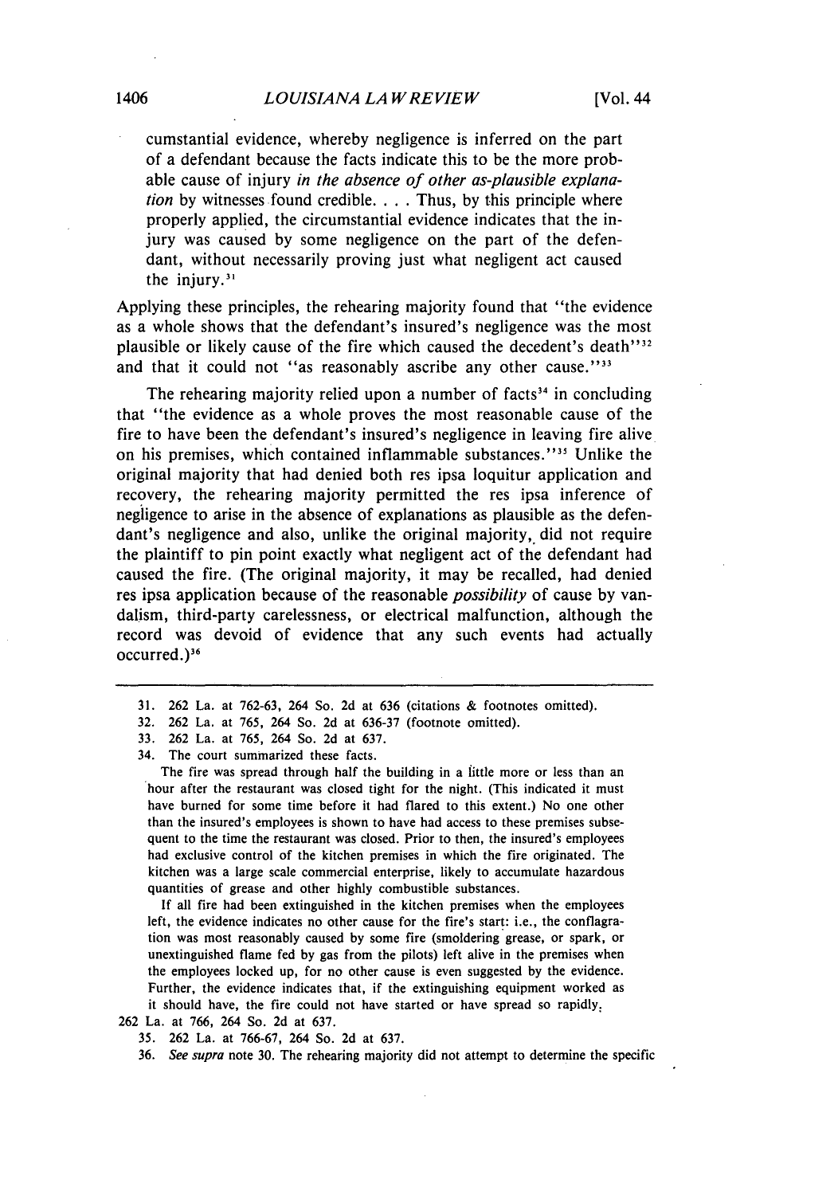cumstantial evidence, whereby negligence is inferred on the part of a defendant because the facts indicate this to be the more probable cause of injury *in the absence of other as-plausible explanation* by witnesses found credible. . . . Thus, by this principle where properly applied, the circumstantial evidence indicates that the injury was caused by some negligence on the part of the defendant, without necessarily proving just what negligent act caused the injury.[31]

Applying these principles, the rehearing majority found that "the evidence as a whole shows that the defendant's insured's negligence was the most plausible or likely cause of the fire which caused the decedent's death"[32] and that it could not "as reasonably ascribe any other cause."[33]

The rehearing majority relied upon a number of facts[34] in concluding that "the evidence as a whole proves the most reasonable cause of the fire to have been the defendant's insured's negligence in leaving fire alive on his premises, which contained inflammable substances."[35] Unlike the original majority that had denied both res ipsa loquitur application and recovery, the rehearing majority permitted the res ipsa inference of negligence to arise in the absence of explanations as plausible as the defendant's negligence and also, unlike the original majority, did not require the plaintiff to pin point exactly what negligent act of the defendant had caused the fire. (The original majority, it may be recalled, had denied res ipsa application because of the reasonable *possibility* of cause by vandalism, third-party carelessness, or electrical malfunction, although the record was devoid of evidence that any such events had actually occurred.)[36]

---

31. 262 La. at 762-63, 264 So. 2d at 636 (citations & footnotes omitted).

32. 262 La. at 765, 264 So. 2d at 636-37 (footnote omitted).

33. 262 La. at 765, 264 So. 2d at 637.

34. The court summarized these facts.

The fire was spread through half the building in a little more or less than an hour after the restaurant was closed tight for the night. (This indicated it must have burned for some time before it had flared to this extent.) No one other than the insured's employees is shown to have had access to these premises subsequent to the time the restaurant was closed. Prior to then, the insured's employees had exclusive control of the kitchen premises in which the fire originated. The kitchen was a large scale commercial enterprise, likely to accumulate hazardous quantities of grease and other highly combustible substances.

If all fire had been extinguished in the kitchen premises when the employees left, the evidence indicates no other cause for the fire's start: i.e., the conflagration was most reasonably caused by some fire (smoldering grease, or spark, or unextinguished flame fed by gas from the pilots) left alive in the premises when the employees locked up, for no other cause is even suggested by the evidence. Further, the evidence indicates that, if the extinguishing equipment worked as it should have, the fire could not have started or have spread so rapidly.

262 La. at 766, 264 So. 2d at 637.

35. 262 La. at 766-67, 264 So. 2d at 637.

36. *See supra* note 30. The rehearing majority did not attempt to determine the specific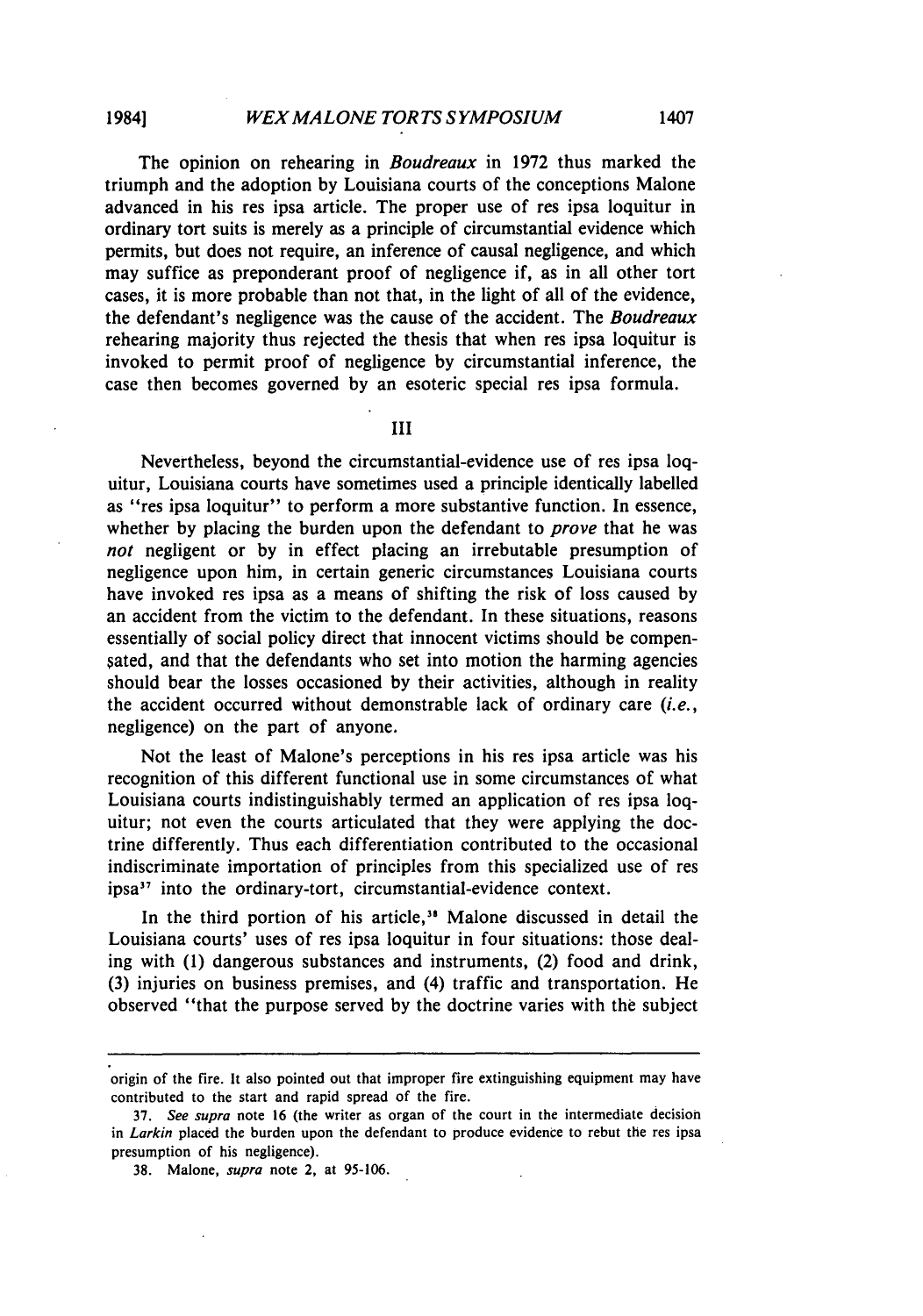The opinion on rehearing in *Boudreaux* in 1972 thus marked the triumph and the adoption by Louisiana courts of the conceptions Malone advanced in his res ipsa article. The proper use of res ipsa loquitur in ordinary tort suits is merely as a principle of circumstantial evidence which permits, but does not require, an inference of causal negligence, and which may suffice as preponderant proof of negligence if, as in all other tort cases, it is more probable than not that, in the light of all of the evidence, the defendant's negligence was the cause of the accident. The *Boudreaux* rehearing majority thus rejected the thesis that when res ipsa loquitur is invoked to permit proof of negligence by circumstantial inference, the case then becomes governed by an esoteric special res ipsa formula.

## III

Nevertheless, beyond the circumstantial-evidence use of res ipsa loquitur, Louisiana courts have sometimes used a principle identically labelled as "res ipsa loquitur" to perform a more substantive function. In essence, whether by placing the burden upon the defendant to *prove* that he was *not* negligent or by in effect placing an irrebutable presumption of negligence upon him, in certain generic circumstances Louisiana courts have invoked res ipsa as a means of shifting the risk of loss caused by an accident from the victim to the defendant. In these situations, reasons essentially of social policy direct that innocent victims should be compensated, and that the defendants who set into motion the harming agencies should bear the losses occasioned by their activities, although in reality the accident occurred without demonstrable lack of ordinary care (*i.e.*, negligence) on the part of anyone.

Not the least of Malone's perceptions in his res ipsa article was his recognition of this different functional use in some circumstances of what Louisiana courts indistinguishably termed an application of res ipsa loquitur; not even the courts articulated that they were applying the doctrine differently. Thus each differentiation contributed to the occasional indiscriminate importation of principles from this specialized use of res ipsa[37] into the ordinary-tort, circumstantial-evidence context.

In the third portion of his article,[38] Malone discussed in detail the Louisiana courts' uses of res ipsa loquitur in four situations: those dealing with (1) dangerous substances and instruments, (2) food and drink, (3) injuries on business premises, and (4) traffic and transportation. He observed "that the purpose served by the doctrine varies with the subject

---

origin of the fire. It also pointed out that improper fire extinguishing equipment may have contributed to the start and rapid spread of the fire.

37. *See supra* note 16 (the writer as organ of the court in the intermediate decision in *Larkin* placed the burden upon the defendant to produce evidence to rebut the res ipsa presumption of his negligence).

38. Malone, *supra* note 2, at 95-106.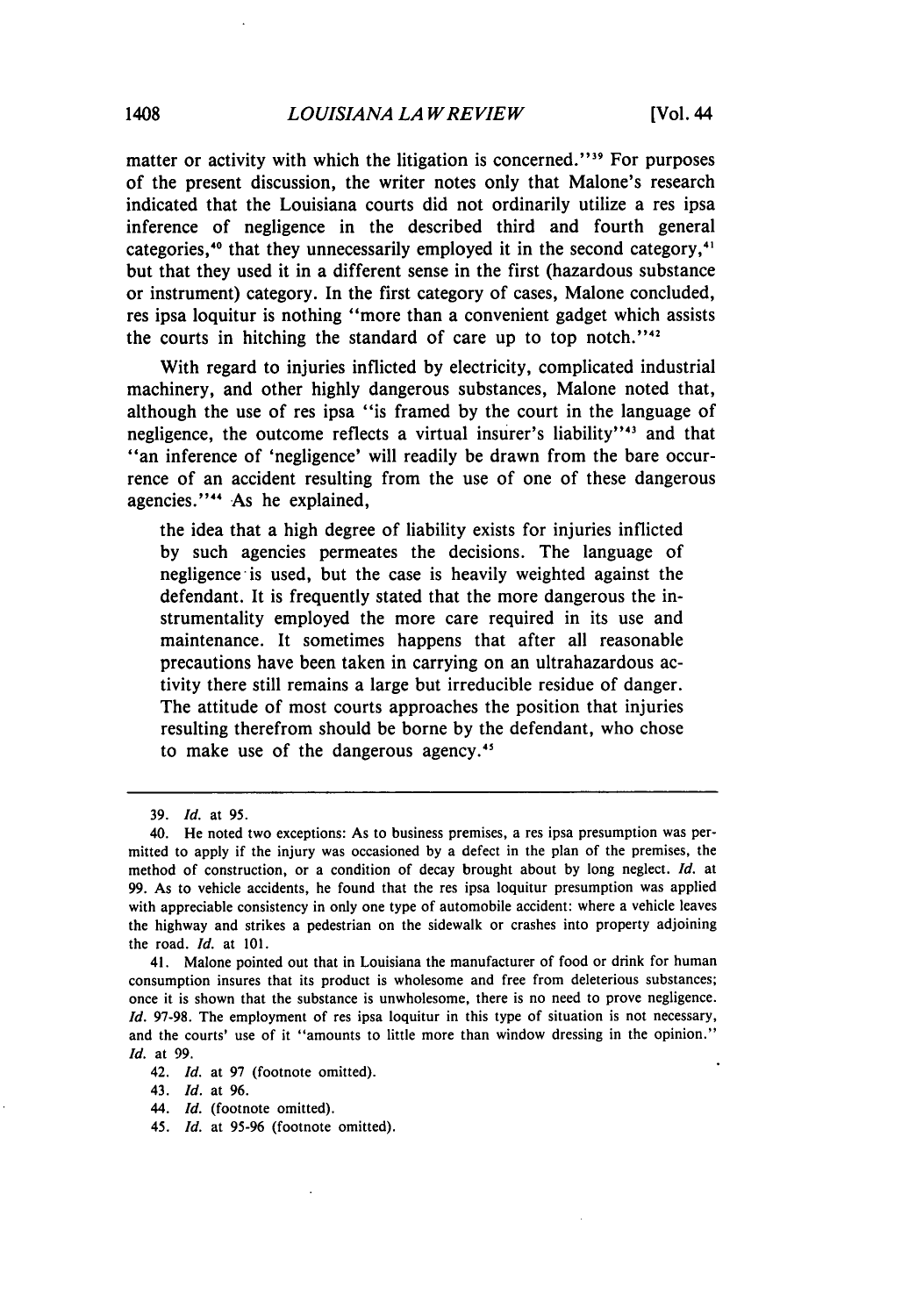matter or activity with which the litigation is concerned."[39] For purposes of the present discussion, the writer notes only that Malone's research indicated that the Louisiana courts did not ordinarily utilize a res ipsa inference of negligence in the described third and fourth general categories,[40] that they unnecessarily employed it in the second category,[41] but that they used it in a different sense in the first (hazardous substance or instrument) category. In the first category of cases, Malone concluded, res ipsa loquitur is nothing "more than a convenient gadget which assists the courts in hitching the standard of care up to top notch."[42]

With regard to injuries inflicted by electricity, complicated industrial machinery, and other highly dangerous substances, Malone noted that, although the use of res ipsa "is framed by the court in the language of negligence, the outcome reflects a virtual insurer's liability"[43] and that "an inference of 'negligence' will readily be drawn from the bare occurrence of an accident resulting from the use of one of these dangerous agencies."[44] As he explained,

> the idea that a high degree of liability exists for injuries inflicted by such agencies permeates the decisions. The language of negligence is used, but the case is heavily weighted against the defendant. It is frequently stated that the more dangerous the instrumentality employed the more care required in its use and maintenance. It sometimes happens that after all reasonable precautions have been taken in carrying on an ultrahazardous activity there still remains a large but irreducible residue of danger. The attitude of most courts approaches the position that injuries resulting therefrom should be borne by the defendant, who chose to make use of the dangerous agency.[45]

---

39. *Id.* at 95.

40. He noted two exceptions: As to business premises, a res ipsa presumption was permitted to apply if the injury was occasioned by a defect in the plan of the premises, the method of construction, or a condition of decay brought about by long neglect. *Id.* at 99. As to vehicle accidents, he found that the res ipsa loquitur presumption was applied with appreciable consistency in only one type of automobile accident: where a vehicle leaves the highway and strikes a pedestrian on the sidewalk or crashes into property adjoining the road. *Id.* at 101.

41. Malone pointed out that in Louisiana the manufacturer of food or drink for human consumption insures that its product is wholesome and free from deleterious substances; once it is shown that the substance is unwholesome, there is no need to prove negligence. *Id.* 97-98. The employment of res ipsa loquitur in this type of situation is not necessary, and the courts' use of it "amounts to little more than window dressing in the opinion." *Id.* at 99.

42. *Id.* at 97 (footnote omitted).

43. *Id.* at 96.

44. *Id.* (footnote omitted).

45. *Id.* at 95-96 (footnote omitted).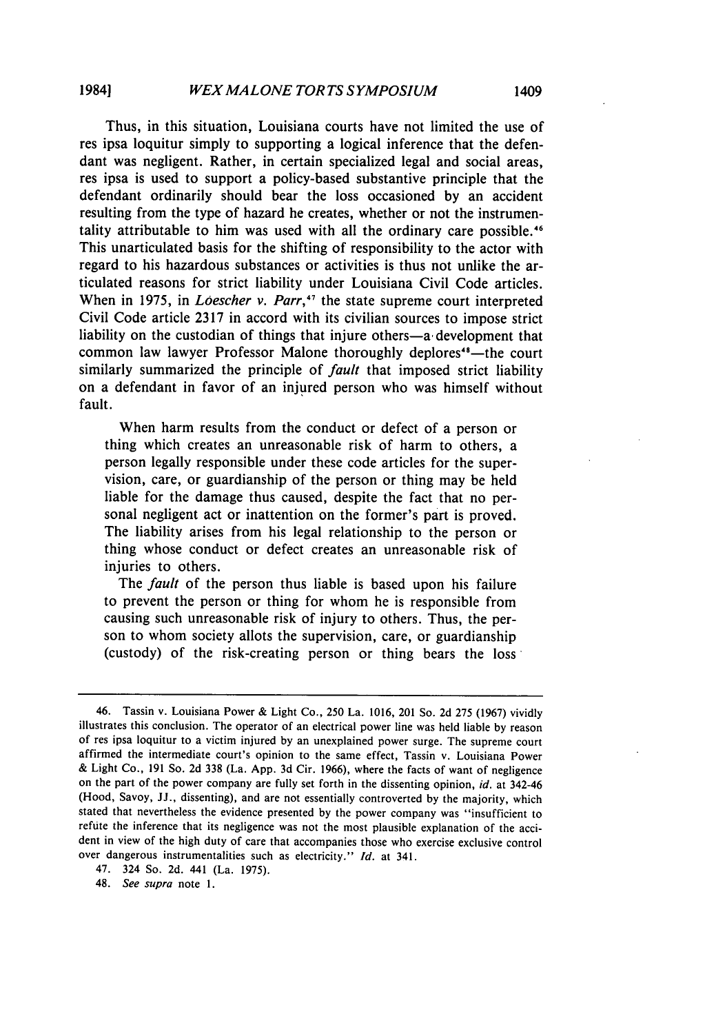Thus, in this situation, Louisiana courts have not limited the use of res ipsa loquitur simply to supporting a logical inference that the defendant was negligent. Rather, in certain specialized legal and social areas, res ipsa is used to support a policy-based substantive principle that the defendant ordinarily should bear the loss occasioned by an accident resulting from the type of hazard he creates, whether or not the instrumentality attributable to him was used with all the ordinary care possible.[46] This unarticulated basis for the shifting of responsibility to the actor with regard to his hazardous substances or activities is thus not unlike the articulated reasons for strict liability under Louisiana Civil Code articles. When in 1975, in *Loescher v. Parr*,[47] the state supreme court interpreted Civil Code article 2317 in accord with its civilian sources to impose strict liability on the custodian of things that injure others—a development that common law lawyer Professor Malone thoroughly deplores[48]—the court similarly summarized the principle of *fault* that imposed strict liability on a defendant in favor of an injured person who was himself without fault.

> When harm results from the conduct or defect of a person or thing which creates an unreasonable risk of harm to others, a person legally responsible under these code articles for the supervision, care, or guardianship of the person or thing may be held liable for the damage thus caused, despite the fact that no personal negligent act or inattention on the former's part is proved. The liability arises from his legal relationship to the person or thing whose conduct or defect creates an unreasonable risk of injuries to others.
>
> The *fault* of the person thus liable is based upon his failure to prevent the person or thing for whom he is responsible from causing such unreasonable risk of injury to others. Thus, the person to whom society allots the supervision, care, or guardianship (custody) of the risk-creating person or thing bears the loss

---

46. Tassin v. Louisiana Power & Light Co., 250 La. 1016, 201 So. 2d 275 (1967) vividly illustrates this conclusion. The operator of an electrical power line was held liable by reason of res ipsa loquitur to a victim injured by an unexplained power surge. The supreme court affirmed the intermediate court's opinion to the same effect, Tassin v. Louisiana Power & Light Co., 191 So. 2d 338 (La. App. 3d Cir. 1966), where the facts of want of negligence on the part of the power company are fully set forth in the dissenting opinion, *id.* at 342-46 (Hood, Savoy, JJ., dissenting), and are not essentially controverted by the majority, which stated that nevertheless the evidence presented by the power company was "insufficient to refute the inference that its negligence was not the most plausible explanation of the accident in view of the high duty of care that accompanies those who exercise exclusive control over dangerous instrumentalities such as electricity." *Id.* at 341.

47. 324 So. 2d. 441 (La. 1975).

48. *See supra* note 1.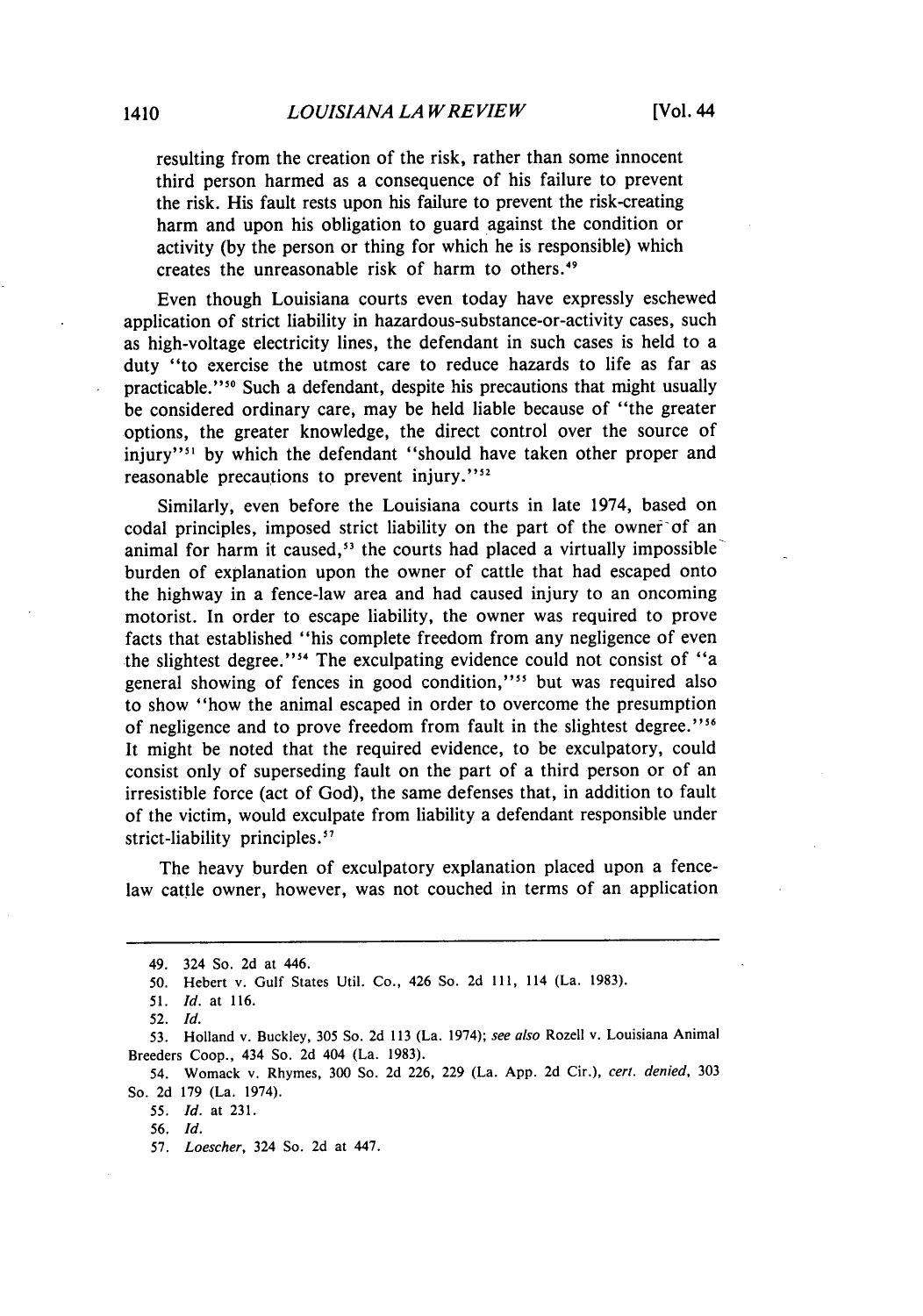resulting from the creation of the risk, rather than some innocent third person harmed as a consequence of his failure to prevent the risk. His fault rests upon his failure to prevent the risk-creating harm and upon his obligation to guard against the condition or activity (by the person or thing for which he is responsible) which creates the unreasonable risk of harm to others.[49]

Even though Louisiana courts even today have expressly eschewed application of strict liability in hazardous-substance-or-activity cases, such as high-voltage electricity lines, the defendant in such cases is held to a duty "to exercise the utmost care to reduce hazards to life as far as practicable."[50] Such a defendant, despite his precautions that might usually be considered ordinary care, may be held liable because of "the greater options, the greater knowledge, the direct control over the source of injury"[51] by which the defendant "should have taken other proper and reasonable precautions to prevent injury."[52]

Similarly, even before the Louisiana courts in late 1974, based on codal principles, imposed strict liability on the part of the owner of an animal for harm it caused,[53] the courts had placed a virtually impossible burden of explanation upon the owner of cattle that had escaped onto the highway in a fence-law area and had caused injury to an oncoming motorist. In order to escape liability, the owner was required to prove facts that established "his complete freedom from any negligence of even the slightest degree."[54] The exculpating evidence could not consist of "a general showing of fences in good condition,"[55] but was required also to show "how the animal escaped in order to overcome the presumption of negligence and to prove freedom from fault in the slightest degree."[56] It might be noted that the required evidence, to be exculpatory, could consist only of superseding fault on the part of a third person or of an irresistible force (act of God), the same defenses that, in addition to fault of the victim, would exculpate from liability a defendant responsible under strict-liability principles.[57]

The heavy burden of exculpatory explanation placed upon a fence-law cattle owner, however, was not couched in terms of an application

---

49. 324 So. 2d at 446.

50. Hebert v. Gulf States Util. Co., 426 So. 2d 111, 114 (La. 1983).

51. *Id.* at 116.

52. *Id.*

53. Holland v. Buckley, 305 So. 2d 113 (La. 1974); *see also* Rozell v. Louisiana Animal Breeders Coop., 434 So. 2d 404 (La. 1983).

54. Womack v. Rhymes, 300 So. 2d 226, 229 (La. App. 2d Cir.), *cert. denied*, 303 So. 2d 179 (La. 1974).

55. *Id.* at 231.

56. *Id.*

57. *Loescher*, 324 So. 2d at 447.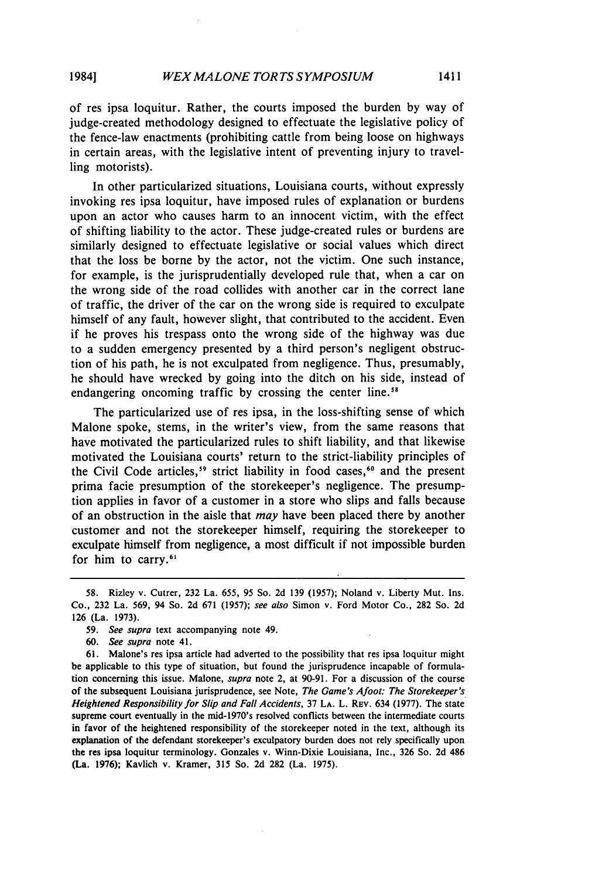of res ipsa loquitur. Rather, the courts imposed the burden by way of judge-created methodology designed to effectuate the legislative policy of the fence-law enactments (prohibiting cattle from being loose on highways in certain areas, with the legislative intent of preventing injury to travelling motorists).

In other particularized situations, Louisiana courts, without expressly invoking res ipsa loquitur, have imposed rules of explanation or burdens upon an actor who causes harm to an innocent victim, with the effect of shifting liability to the actor. These judge-created rules or burdens are similarly designed to effectuate legislative or social values which direct that the loss be borne by the actor, not the victim. One such instance, for example, is the jurisprudentially developed rule that, when a car on the wrong side of the road collides with another car in the correct lane of traffic, the driver of the car on the wrong side is required to exculpate himself of any fault, however slight, that contributed to the accident. Even if he proves his trespass onto the wrong side of the highway was due to a sudden emergency presented by a third person's negligent obstruction of his path, he is not exculpated from negligence. Thus, presumably, he should have wrecked by going into the ditch on his side, instead of endangering oncoming traffic by crossing the center line.[58]

The particularized use of res ipsa, in the loss-shifting sense of which Malone spoke, stems, in the writer's view, from the same reasons that have motivated the particularized rules to shift liability, and that likewise motivated the Louisiana courts' return to the strict-liability principles of the Civil Code articles,[59] strict liability in food cases,[60] and the present prima facie presumption of the storekeeper's negligence. The presumption applies in favor of a customer in a store who slips and falls because of an obstruction in the aisle that *may* have been placed there by another customer and not the storekeeper himself, requiring the storekeeper to exculpate himself from negligence, a most difficult if not impossible burden for him to carry.[61]

---

58. Rizley v. Cutrer, 232 La. 655, 95 So. 2d 139 (1957); Noland v. Liberty Mut. Ins. Co., 232 La. 569, 94 So. 2d 671 (1957); *see also* Simon v. Ford Motor Co., 282 So. 2d 126 (La. 1973).

59. *See supra* text accompanying note 49.

60. *See supra* note 41.

61. Malone's res ipsa article had adverted to the possibility that res ipsa loquitur might be applicable to this type of situation, but found the jurisprudence incapable of formulation concerning this issue. Malone, *supra* note 2, at 90-91. For a discussion of the course of the subsequent Louisiana jurisprudence, see Note, *The Game's Afoot: The Storekeeper's Heightened Responsibility for Slip and Fall Accidents*, 37 LA. L. REV. 634 (1977). The state supreme court eventually in the mid-1970's resolved conflicts between the intermediate courts in favor of the heightened responsibility of the storekeeper noted in the text, although its explanation of the defendant storekeeper's exculpatory burden does not rely specifically upon the res ipsa loquitur terminology. Gonzales v. Winn-Dixie Louisiana, Inc., 326 So. 2d 486 (La. 1976); Kavlich v. Kramer, 315 So. 2d 282 (La. 1975).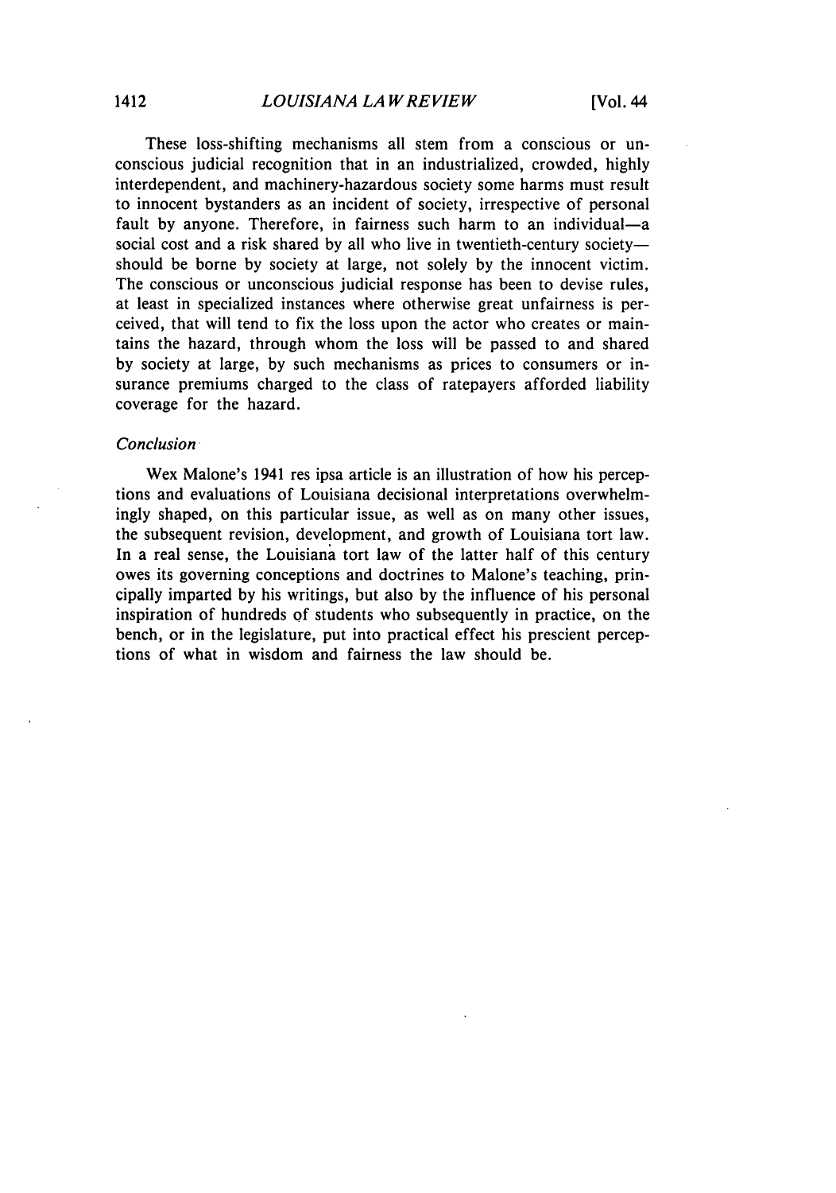These loss-shifting mechanisms all stem from a conscious or unconscious judicial recognition that in an industrialized, crowded, highly interdependent, and machinery-hazardous society some harms must result to innocent bystanders as an incident of society, irrespective of personal fault by anyone. Therefore, in fairness such harm to an individual—a social cost and a risk shared by all who live in twentieth-century society—should be borne by society at large, not solely by the innocent victim. The conscious or unconscious judicial response has been to devise rules, at least in specialized instances where otherwise great unfairness is perceived, that will tend to fix the loss upon the actor who creates or maintains the hazard, through whom the loss will be passed to and shared by society at large, by such mechanisms as prices to consumers or insurance premiums charged to the class of ratepayers afforded liability coverage for the hazard.

### *Conclusion*

Wex Malone's 1941 res ipsa article is an illustration of how his perceptions and evaluations of Louisiana decisional interpretations overwhelmingly shaped, on this particular issue, as well as on many other issues, the subsequent revision, development, and growth of Louisiana tort law. In a real sense, the Louisiana tort law of the latter half of this century owes its governing conceptions and doctrines to Malone's teaching, principally imparted by his writings, but also by the influence of his personal inspiration of hundreds of students who subsequently in practice, on the bench, or in the legislature, put into practical effect his prescient perceptions of what in wisdom and fairness the law should be.